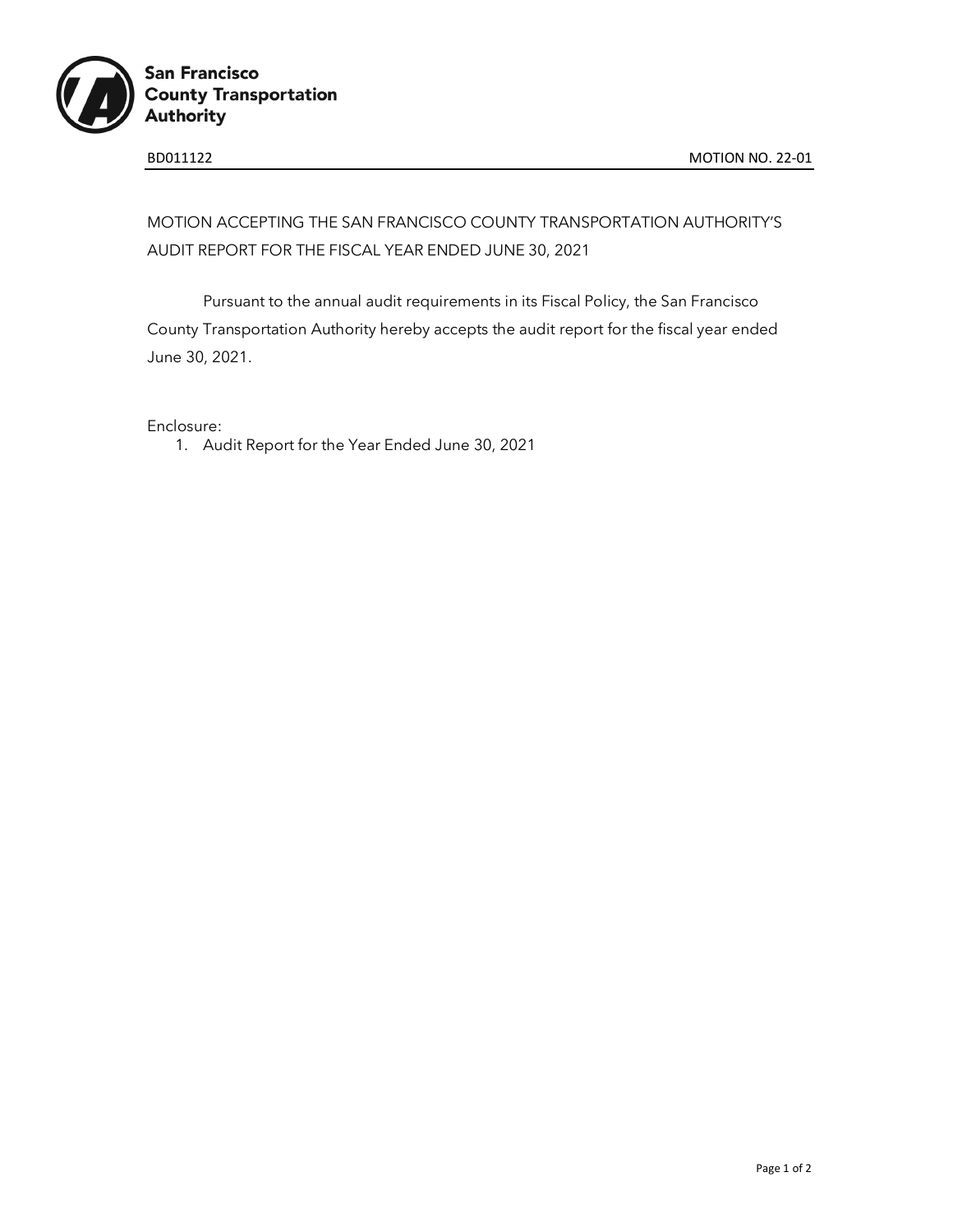San Francisco County Transportation Authority

BD011122 MOTION NO. 22-01

# MOTION ACCEPTING THE SAN FRANCISCO COUNTY TRANSPORTATION AUTHORITY'S AUDIT REPORT FOR THE FISCAL YEAR ENDED JUNE 30, 2021

Pursuant to the annual audit requirements in its Fiscal Policy, the San Francisco County Transportation Authority hereby accepts the audit report for the fiscal year ended June 30, 2021.

Enclosure:

1. Audit Report for the Year Ended June 30, 2021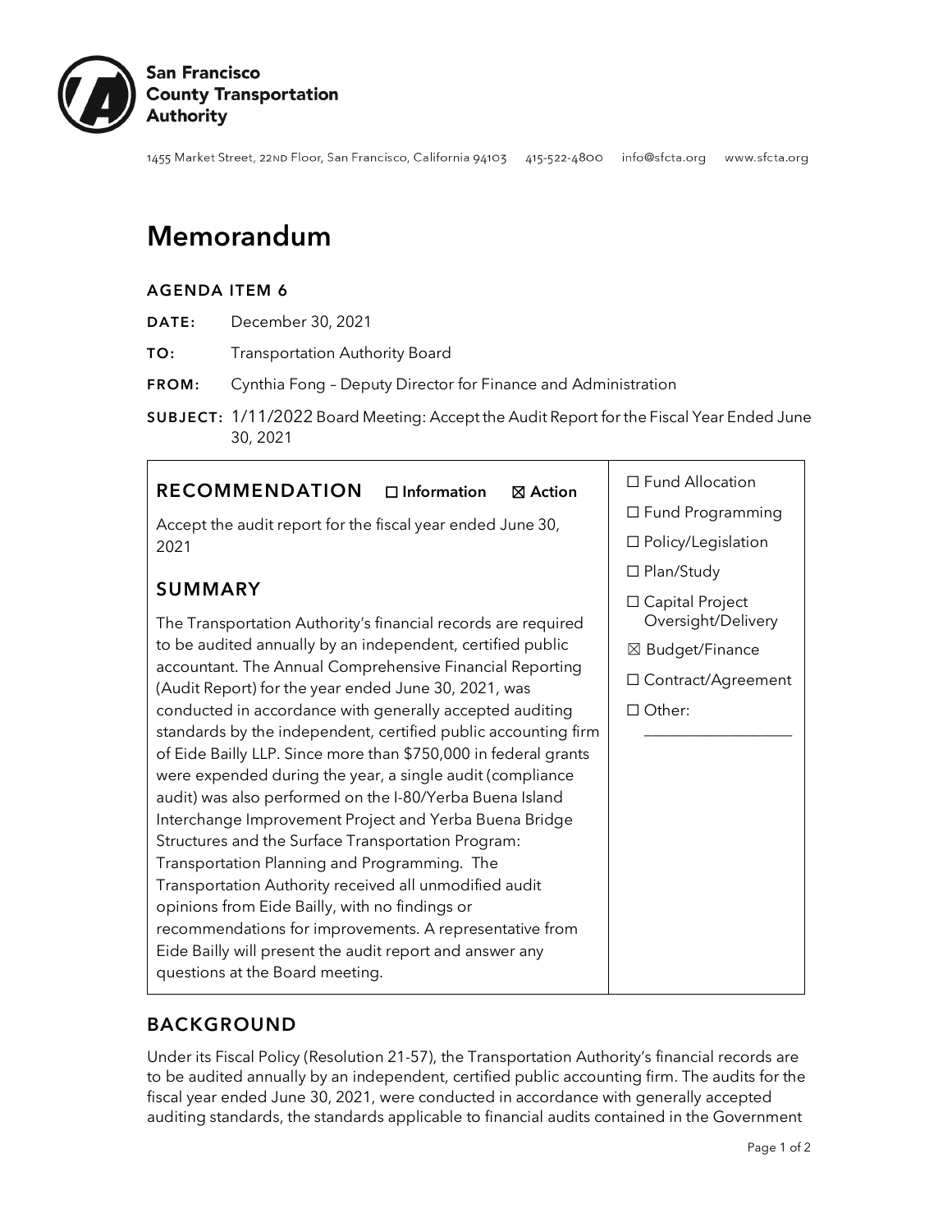**San Francisco County Transportation Authority**

1455 Market Street, 22ND Floor, San Francisco, California 94103 415-522-4800 info@sfcta.org www.sfcta.org

# Memorandum

**AGENDA ITEM 6**

**DATE:** December 30, 2021

**TO:** Transportation Authority Board

**FROM:** Cynthia Fong – Deputy Director for Finance and Administration

**SUBJECT:** 1/11/2022 Board Meeting: Accept the Audit Report for the Fiscal Year Ended June 30, 2021

## RECOMMENDATION ☐ Information ☒ Action

Accept the audit report for the fiscal year ended June 30, 2021

## SUMMARY

The Transportation Authority's financial records are required to be audited annually by an independent, certified public accountant. The Annual Comprehensive Financial Reporting (Audit Report) for the year ended June 30, 2021, was conducted in accordance with generally accepted auditing standards by the independent, certified public accounting firm of Eide Bailly LLP. Since more than $750,000 in federal grants were expended during the year, a single audit (compliance audit) was also performed on the I-80/Yerba Buena Island Interchange Improvement Project and Yerba Buena Bridge Structures and the Surface Transportation Program: Transportation Planning and Programming. The Transportation Authority received all unmodified audit opinions from Eide Bailly, with no findings or recommendations for improvements. A representative from Eide Bailly will present the audit report and answer any questions at the Board meeting.

☐ Fund Allocation
☐ Fund Programming
☐ Policy/Legislation
☐ Plan/Study
☐ Capital Project Oversight/Delivery
☒ Budget/Finance
☐ Contract/Agreement
☐ Other: ___________________

## BACKGROUND

Under its Fiscal Policy (Resolution 21-57), the Transportation Authority's financial records are to be audited annually by an independent, certified public accounting firm. The audits for the fiscal year ended June 30, 2021, were conducted in accordance with generally accepted auditing standards, the standards applicable to financial audits contained in the Government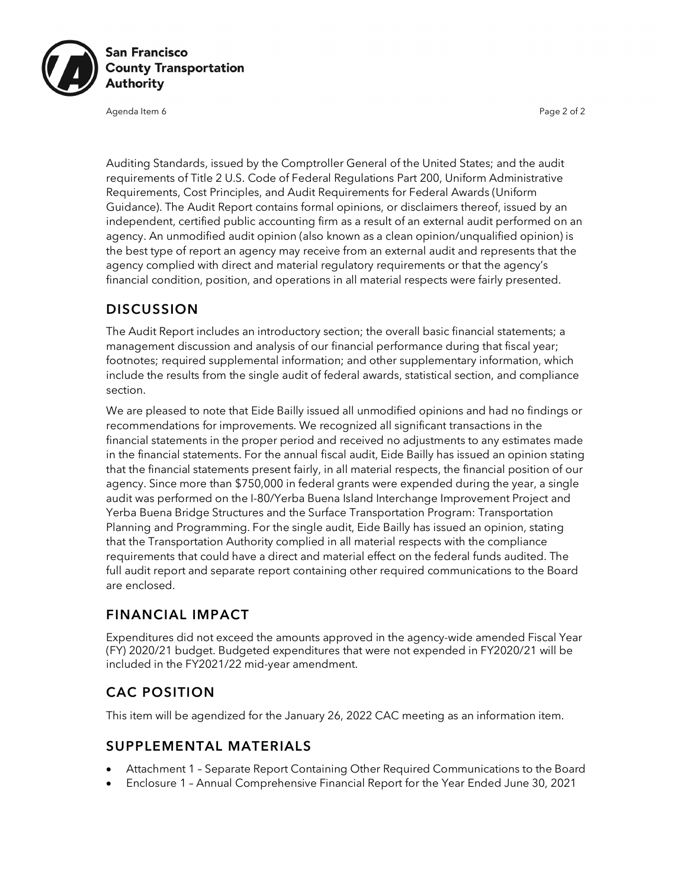Auditing Standards, issued by the Comptroller General of the United States; and the audit requirements of Title 2 U.S. Code of Federal Regulations Part 200, Uniform Administrative Requirements, Cost Principles, and Audit Requirements for Federal Awards (Uniform Guidance). The Audit Report contains formal opinions, or disclaimers thereof, issued by an independent, certified public accounting firm as a result of an external audit performed on an agency. An unmodified audit opinion (also known as a clean opinion/unqualified opinion) is the best type of report an agency may receive from an external audit and represents that the agency complied with direct and material regulatory requirements or that the agency's financial condition, position, and operations in all material respects were fairly presented.

## DISCUSSION

The Audit Report includes an introductory section; the overall basic financial statements; a management discussion and analysis of our financial performance during that fiscal year; footnotes; required supplemental information; and other supplementary information, which include the results from the single audit of federal awards, statistical section, and compliance section.

We are pleased to note that Eide Bailly issued all unmodified opinions and had no findings or recommendations for improvements. We recognized all significant transactions in the financial statements in the proper period and received no adjustments to any estimates made in the financial statements. For the annual fiscal audit, Eide Bailly has issued an opinion stating that the financial statements present fairly, in all material respects, the financial position of our agency. Since more than $750,000 in federal grants were expended during the year, a single audit was performed on the I-80/Yerba Buena Island Interchange Improvement Project and Yerba Buena Bridge Structures and the Surface Transportation Program: Transportation Planning and Programming. For the single audit, Eide Bailly has issued an opinion, stating that the Transportation Authority complied in all material respects with the compliance requirements that could have a direct and material effect on the federal funds audited. The full audit report and separate report containing other required communications to the Board are enclosed.

## FINANCIAL IMPACT

Expenditures did not exceed the amounts approved in the agency-wide amended Fiscal Year (FY) 2020/21 budget. Budgeted expenditures that were not expended in FY2020/21 will be included in the FY2021/22 mid-year amendment.

## CAC POSITION

This item will be agendized for the January 26, 2022 CAC meeting as an information item.

## SUPPLEMENTAL MATERIALS

- Attachment 1 – Separate Report Containing Other Required Communications to the Board
- Enclosure 1 – Annual Comprehensive Financial Report for the Year Ended June 30, 2021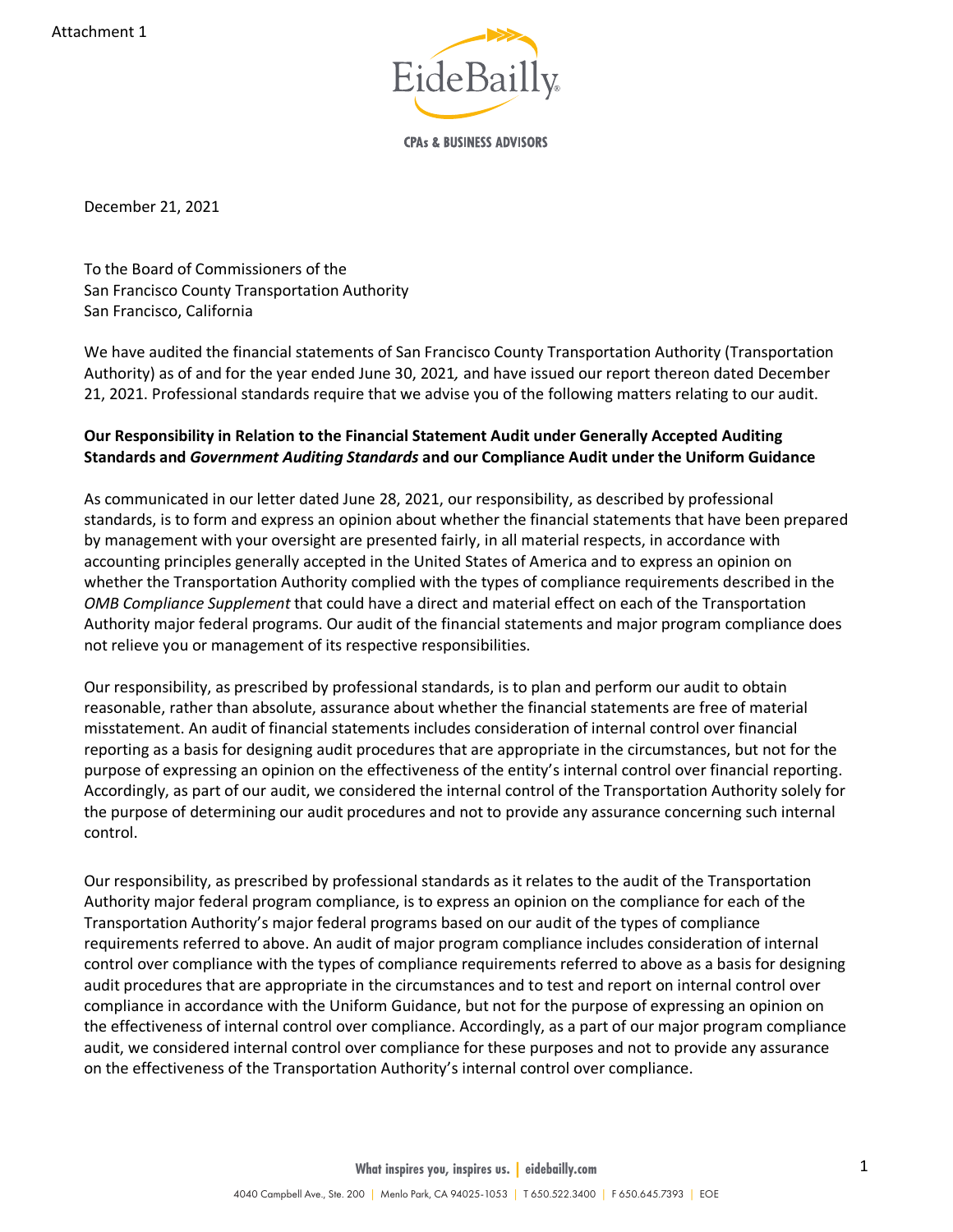Attachment 1

EideBailly

CPAs & BUSINESS ADVISORS

December 21, 2021

To the Board of Commissioners of the
San Francisco County Transportation Authority
San Francisco, California

We have audited the financial statements of San Francisco County Transportation Authority (Transportation Authority) as of and for the year ended June 30, 2021, and have issued our report thereon dated December 21, 2021. Professional standards require that we advise you of the following matters relating to our audit.

**Our Responsibility in Relation to the Financial Statement Audit under Generally Accepted Auditing Standards and *Government Auditing Standards* and our Compliance Audit under the Uniform Guidance**

As communicated in our letter dated June 28, 2021, our responsibility, as described by professional standards, is to form and express an opinion about whether the financial statements that have been prepared by management with your oversight are presented fairly, in all material respects, in accordance with accounting principles generally accepted in the United States of America and to express an opinion on whether the Transportation Authority complied with the types of compliance requirements described in the *OMB Compliance Supplement* that could have a direct and material effect on each of the Transportation Authority major federal programs. Our audit of the financial statements and major program compliance does not relieve you or management of its respective responsibilities.

Our responsibility, as prescribed by professional standards, is to plan and perform our audit to obtain reasonable, rather than absolute, assurance about whether the financial statements are free of material misstatement. An audit of financial statements includes consideration of internal control over financial reporting as a basis for designing audit procedures that are appropriate in the circumstances, but not for the purpose of expressing an opinion on the effectiveness of the entity's internal control over financial reporting. Accordingly, as part of our audit, we considered the internal control of the Transportation Authority solely for the purpose of determining our audit procedures and not to provide any assurance concerning such internal control.

Our responsibility, as prescribed by professional standards as it relates to the audit of the Transportation Authority major federal program compliance, is to express an opinion on the compliance for each of the Transportation Authority's major federal programs based on our audit of the types of compliance requirements referred to above. An audit of major program compliance includes consideration of internal control over compliance with the types of compliance requirements referred to above as a basis for designing audit procedures that are appropriate in the circumstances and to test and report on internal control over compliance in accordance with the Uniform Guidance, but not for the purpose of expressing an opinion on the effectiveness of internal control over compliance. Accordingly, as a part of our major program compliance audit, we considered internal control over compliance for these purposes and not to provide any assurance on the effectiveness of the Transportation Authority's internal control over compliance.

What inspires you, inspires us. | eidebailly.com

4040 Campbell Ave., Ste. 200 | Menlo Park, CA 94025-1053 | T 650.522.3400 | F 650.645.7393 | EOE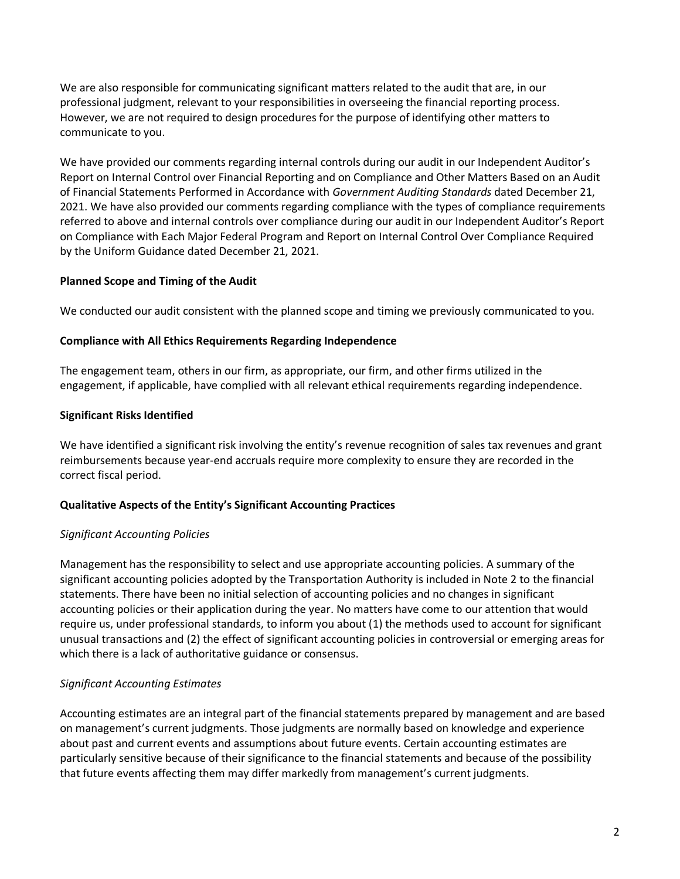We are also responsible for communicating significant matters related to the audit that are, in our professional judgment, relevant to your responsibilities in overseeing the financial reporting process. However, we are not required to design procedures for the purpose of identifying other matters to communicate to you.

We have provided our comments regarding internal controls during our audit in our Independent Auditor's Report on Internal Control over Financial Reporting and on Compliance and Other Matters Based on an Audit of Financial Statements Performed in Accordance with *Government Auditing Standards* dated December 21, 2021. We have also provided our comments regarding compliance with the types of compliance requirements referred to above and internal controls over compliance during our audit in our Independent Auditor's Report on Compliance with Each Major Federal Program and Report on Internal Control Over Compliance Required by the Uniform Guidance dated December 21, 2021.

**Planned Scope and Timing of the Audit**

We conducted our audit consistent with the planned scope and timing we previously communicated to you.

**Compliance with All Ethics Requirements Regarding Independence**

The engagement team, others in our firm, as appropriate, our firm, and other firms utilized in the engagement, if applicable, have complied with all relevant ethical requirements regarding independence.

**Significant Risks Identified**

We have identified a significant risk involving the entity's revenue recognition of sales tax revenues and grant reimbursements because year-end accruals require more complexity to ensure they are recorded in the correct fiscal period.

**Qualitative Aspects of the Entity's Significant Accounting Practices**

*Significant Accounting Policies*

Management has the responsibility to select and use appropriate accounting policies. A summary of the significant accounting policies adopted by the Transportation Authority is included in Note 2 to the financial statements. There have been no initial selection of accounting policies and no changes in significant accounting policies or their application during the year. No matters have come to our attention that would require us, under professional standards, to inform you about (1) the methods used to account for significant unusual transactions and (2) the effect of significant accounting policies in controversial or emerging areas for which there is a lack of authoritative guidance or consensus.

*Significant Accounting Estimates*

Accounting estimates are an integral part of the financial statements prepared by management and are based on management's current judgments. Those judgments are normally based on knowledge and experience about past and current events and assumptions about future events. Certain accounting estimates are particularly sensitive because of their significance to the financial statements and because of the possibility that future events affecting them may differ markedly from management's current judgments.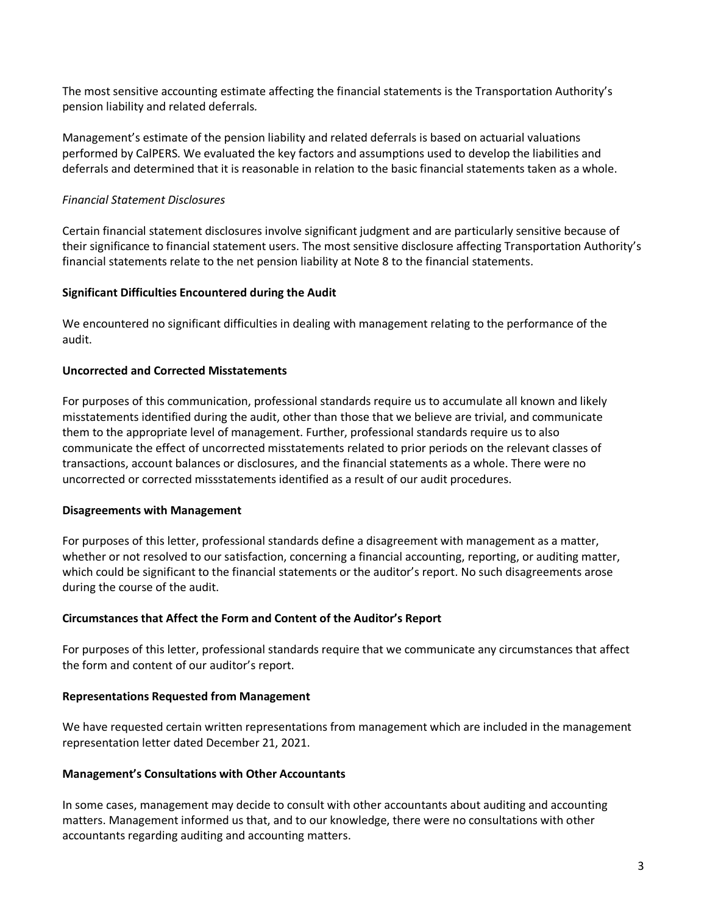The most sensitive accounting estimate affecting the financial statements is the Transportation Authority's pension liability and related deferrals.

Management's estimate of the pension liability and related deferrals is based on actuarial valuations performed by CalPERS. We evaluated the key factors and assumptions used to develop the liabilities and deferrals and determined that it is reasonable in relation to the basic financial statements taken as a whole.

*Financial Statement Disclosures*

Certain financial statement disclosures involve significant judgment and are particularly sensitive because of their significance to financial statement users. The most sensitive disclosure affecting Transportation Authority's financial statements relate to the net pension liability at Note 8 to the financial statements.

**Significant Difficulties Encountered during the Audit**

We encountered no significant difficulties in dealing with management relating to the performance of the audit.

**Uncorrected and Corrected Misstatements**

For purposes of this communication, professional standards require us to accumulate all known and likely misstatements identified during the audit, other than those that we believe are trivial, and communicate them to the appropriate level of management. Further, professional standards require us to also communicate the effect of uncorrected misstatements related to prior periods on the relevant classes of transactions, account balances or disclosures, and the financial statements as a whole. There were no uncorrected or corrected missstatements identified as a result of our audit procedures.

**Disagreements with Management**

For purposes of this letter, professional standards define a disagreement with management as a matter, whether or not resolved to our satisfaction, concerning a financial accounting, reporting, or auditing matter, which could be significant to the financial statements or the auditor's report. No such disagreements arose during the course of the audit.

**Circumstances that Affect the Form and Content of the Auditor's Report**

For purposes of this letter, professional standards require that we communicate any circumstances that affect the form and content of our auditor's report.

**Representations Requested from Management**

We have requested certain written representations from management which are included in the management representation letter dated December 21, 2021.

**Management's Consultations with Other Accountants**

In some cases, management may decide to consult with other accountants about auditing and accounting matters. Management informed us that, and to our knowledge, there were no consultations with other accountants regarding auditing and accounting matters.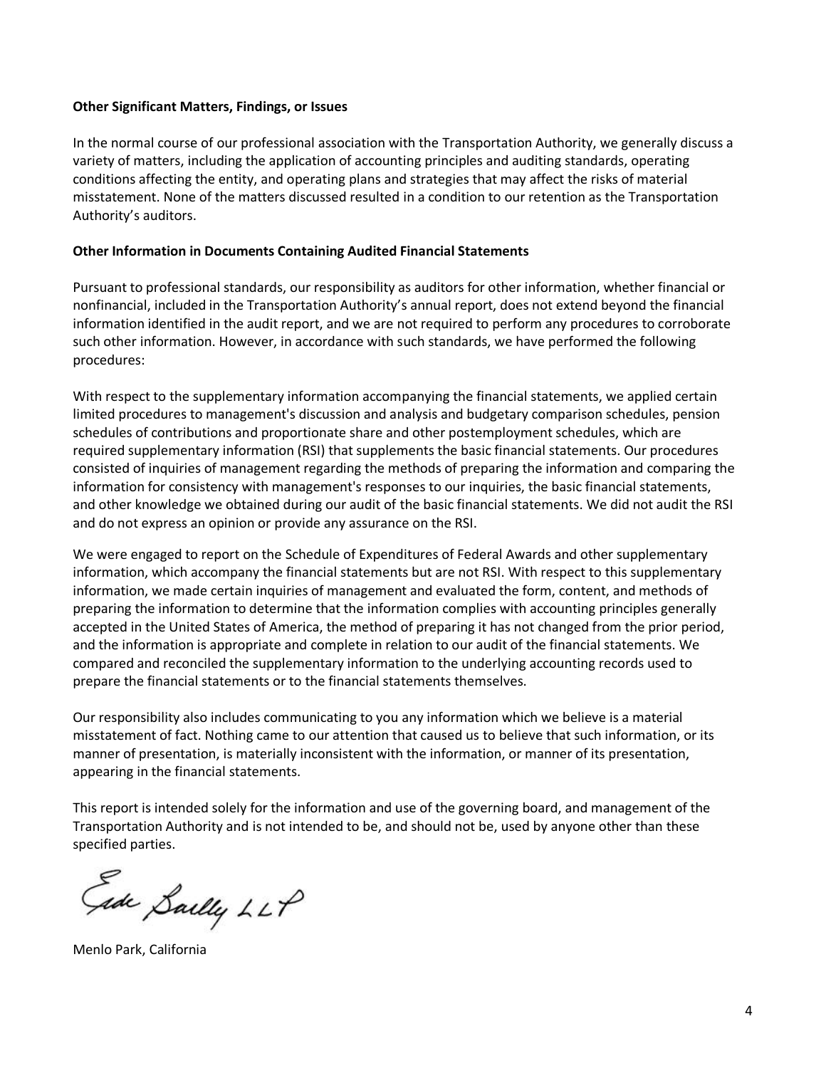**Other Significant Matters, Findings, or Issues**

In the normal course of our professional association with the Transportation Authority, we generally discuss a variety of matters, including the application of accounting principles and auditing standards, operating conditions affecting the entity, and operating plans and strategies that may affect the risks of material misstatement. None of the matters discussed resulted in a condition to our retention as the Transportation Authority's auditors.

**Other Information in Documents Containing Audited Financial Statements**

Pursuant to professional standards, our responsibility as auditors for other information, whether financial or nonfinancial, included in the Transportation Authority's annual report, does not extend beyond the financial information identified in the audit report, and we are not required to perform any procedures to corroborate such other information. However, in accordance with such standards, we have performed the following procedures:

With respect to the supplementary information accompanying the financial statements, we applied certain limited procedures to management's discussion and analysis and budgetary comparison schedules, pension schedules of contributions and proportionate share and other postemployment schedules, which are required supplementary information (RSI) that supplements the basic financial statements. Our procedures consisted of inquiries of management regarding the methods of preparing the information and comparing the information for consistency with management's responses to our inquiries, the basic financial statements, and other knowledge we obtained during our audit of the basic financial statements. We did not audit the RSI and do not express an opinion or provide any assurance on the RSI.

We were engaged to report on the Schedule of Expenditures of Federal Awards and other supplementary information, which accompany the financial statements but are not RSI. With respect to this supplementary information, we made certain inquiries of management and evaluated the form, content, and methods of preparing the information to determine that the information complies with accounting principles generally accepted in the United States of America, the method of preparing it has not changed from the prior period, and the information is appropriate and complete in relation to our audit of the financial statements. We compared and reconciled the supplementary information to the underlying accounting records used to prepare the financial statements or to the financial statements themselves.

Our responsibility also includes communicating to you any information which we believe is a material misstatement of fact. Nothing came to our attention that caused us to believe that such information, or its manner of presentation, is materially inconsistent with the information, or manner of its presentation, appearing in the financial statements.

This report is intended solely for the information and use of the governing board, and management of the Transportation Authority and is not intended to be, and should not be, used by anyone other than these specified parties.

Eide Bailly LLP

Menlo Park, California